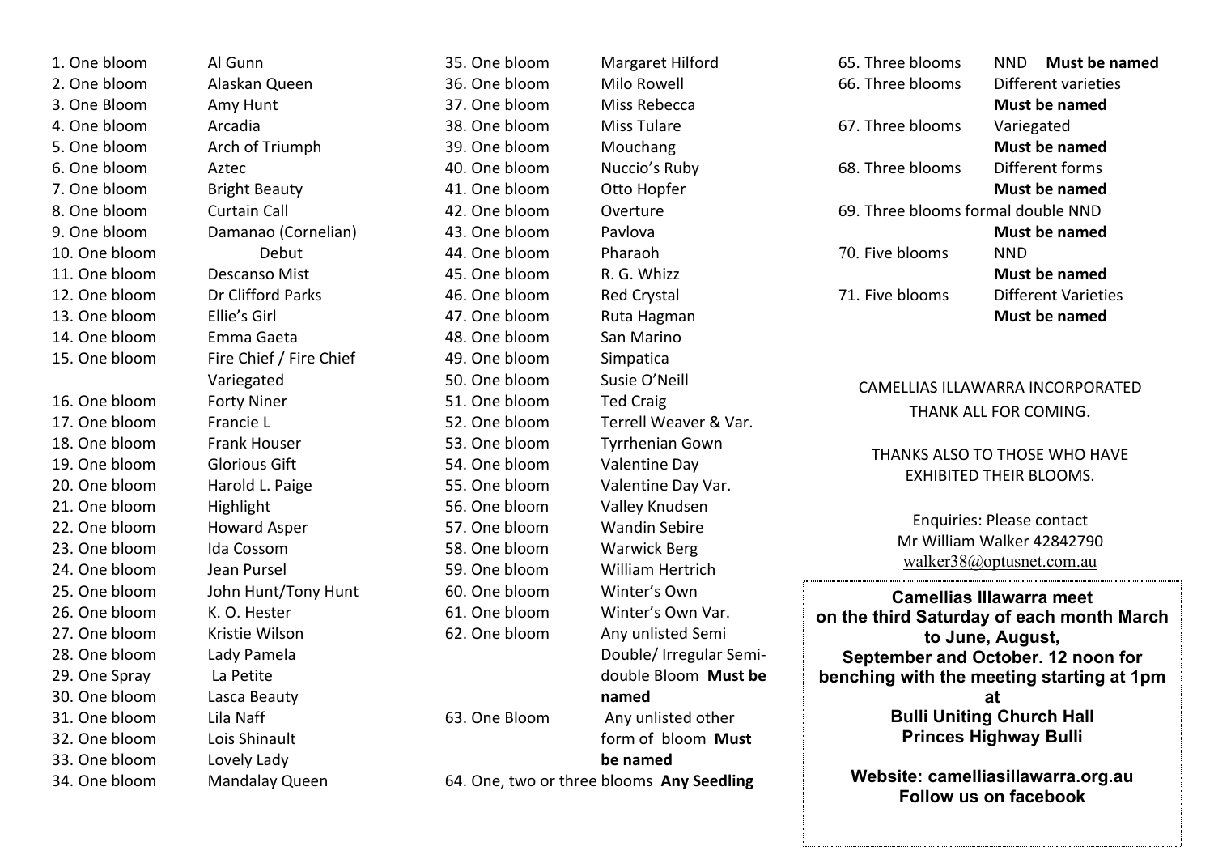1. One bloom Al Gunn
2. One bloom Alaskan Queen
3. One Bloom Amy Hunt
4. One bloom Arcadia
5. One bloom Arch of Triumph
6. One bloom Aztec
7. One bloom Bright Beauty
8. One bloom Curtain Call
9. One bloom Damanao (Cornelian)
10. One bloom Debut
11. One bloom Descanso Mist
12. One bloom Dr Clifford Parks
13. One bloom Ellie's Girl
14. One bloom Emma Gaeta
15. One bloom Fire Chief / Fire Chief Variegated
16. One bloom Forty Niner
17. One bloom Francie L
18. One bloom Frank Houser
19. One bloom Glorious Gift
20. One bloom Harold L. Paige
21. One bloom Highlight
22. One bloom Howard Asper
23. One bloom Ida Cossom
24. One bloom Jean Pursel
25. One bloom John Hunt/Tony Hunt
26. One bloom K. O. Hester
27. One bloom Kristie Wilson
28. One bloom Lady Pamela
29. One Spray La Petite
30. One bloom Lasca Beauty
31. One bloom Lila Naff
32. One bloom Lois Shinault
33. One bloom Lovely Lady
34. One bloom Mandalay Queen
35. One bloom Margaret Hilford
36. One bloom Milo Rowell
37. One bloom Miss Rebecca
38. One bloom Miss Tulare
39. One bloom Mouchang
40. One bloom Nuccio's Ruby
41. One bloom Otto Hopfer
42. One bloom Overture
43. One bloom Pavlova
44. One bloom Pharaoh
45. One bloom R. G. Whizz
46. One bloom Red Crystal
47. One bloom Ruta Hagman
48. One bloom San Marino
49. One bloom Simpatica
50. One bloom Susie O'Neill
51. One bloom Ted Craig
52. One bloom Terrell Weaver & Var.
53. One bloom Tyrrhenian Gown
54. One bloom Valentine Day
55. One bloom Valentine Day Var.
56. One bloom Valley Knudsen
57. One bloom Wandin Sebire
58. One bloom Warwick Berg
59. One bloom William Hertrich
60. One bloom Winter's Own
61. One bloom Winter's Own Var.
62. One bloom Any unlisted Semi Double/ Irregular Semi-double Bloom **Must be named**
63. One Bloom Any unlisted other form of bloom **Must be named**
64. One, two or three blooms **Any Seedling**
65. Three blooms NND **Must be named**
66. Three blooms Different varieties **Must be named**
67. Three blooms Variegated **Must be named**
68. Three blooms Different forms **Must be named**
69. Three blooms formal double NND **Must be named**
70. Five blooms NND **Must be named**
71. Five blooms Different Varieties **Must be named**

CAMELLIAS ILLAWARRA INCORPORATED THANK ALL FOR COMING.

THANKS ALSO TO THOSE WHO HAVE EXHIBITED THEIR BLOOMS.

Enquiries: Please contact
Mr William Walker 42842790
walker38@optusnet.com.au

**Camellias Illawarra meet on the third Saturday of each month March to June, August, September and October. 12 noon for benching with the meeting starting at 1pm at Bulli Uniting Church Hall Princes Highway Bulli**

**Website: camelliasillawarra.org.au**
**Follow us on facebook**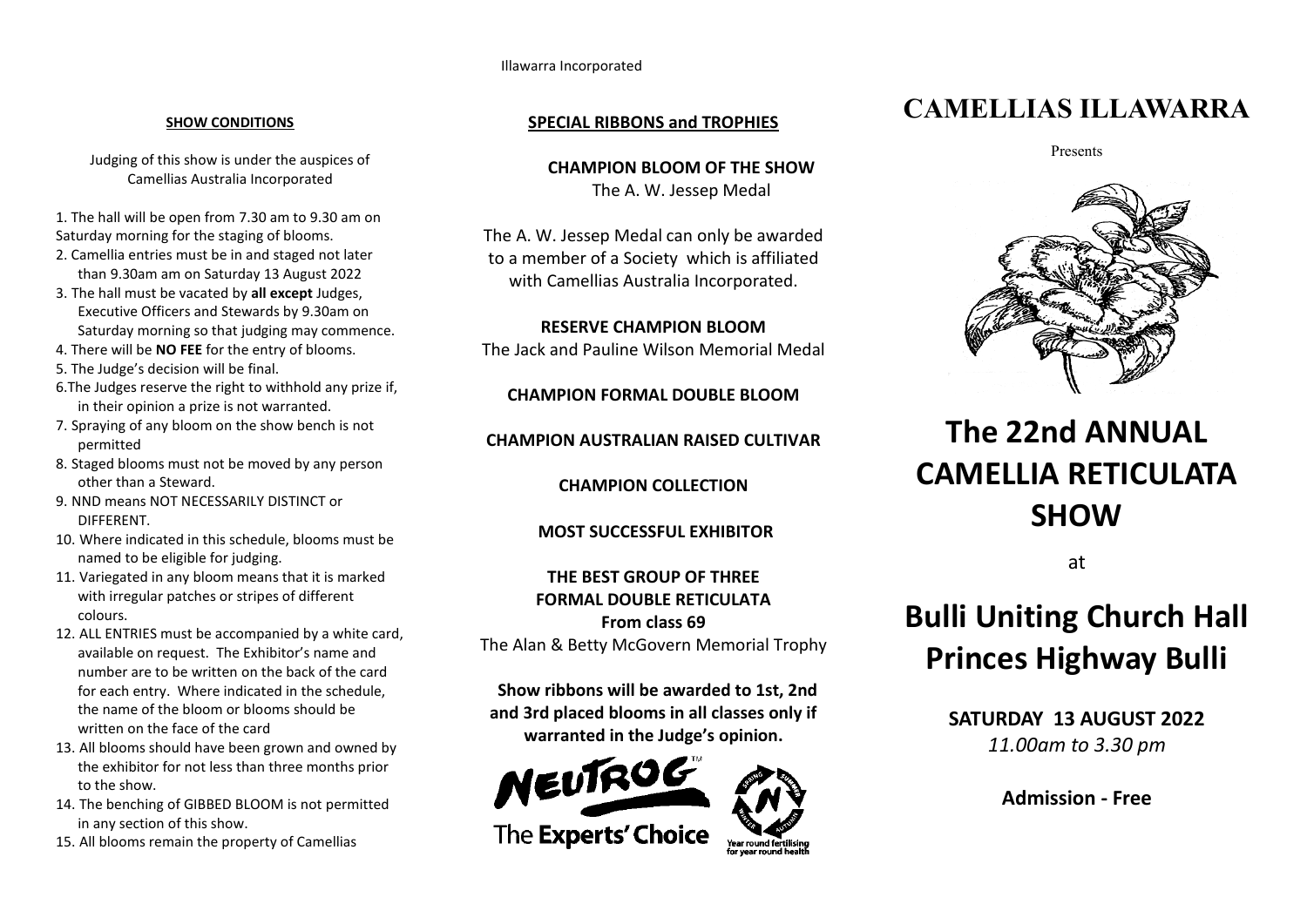Illawarra Incorporated

## SHOW CONDITIONS

Judging of this show is under the auspices of Camellias Australia Incorporated

1. The hall will be open from 7.30 am to 9.30 am on Saturday morning for the staging of blooms.
2. Camellia entries must be in and staged not later than 9.30am am on Saturday 13 August 2022
3. The hall must be vacated by **all except** Judges, Executive Officers and Stewards by 9.30am on Saturday morning so that judging may commence.
4. There will be **NO FEE** for the entry of blooms.
5. The Judge's decision will be final.
6. The Judges reserve the right to withhold any prize if, in their opinion a prize is not warranted.
7. Spraying of any bloom on the show bench is not permitted
8. Staged blooms must not be moved by any person other than a Steward.
9. NND means NOT NECESSARILY DISTINCT or DIFFERENT.
10. Where indicated in this schedule, blooms must be named to be eligible for judging.
11. Variegated in any bloom means that it is marked with irregular patches or stripes of different colours.
12. ALL ENTRIES must be accompanied by a white card, available on request. The Exhibitor's name and number are to be written on the back of the card for each entry. Where indicated in the schedule, the name of the bloom or blooms should be written on the face of the card
13. All blooms should have been grown and owned by the exhibitor for not less than three months prior to the show.
14. The benching of GIBBED BLOOM is not permitted in any section of this show.
15. All blooms remain the property of Camellias

## SPECIAL RIBBONS and TROPHIES

**CHAMPION BLOOM OF THE SHOW**
The A. W. Jessep Medal

The A. W. Jessep Medal can only be awarded to a member of a Society which is affiliated with Camellias Australia Incorporated.

**RESERVE CHAMPION BLOOM**
The Jack and Pauline Wilson Memorial Medal

**CHAMPION FORMAL DOUBLE BLOOM**

**CHAMPION AUSTRALIAN RAISED CULTIVAR**

**CHAMPION COLLECTION**

**MOST SUCCESSFUL EXHIBITOR**

**THE BEST GROUP OF THREE FORMAL DOUBLE RETICULATA**
**From class 69**
The Alan & Betty McGovern Memorial Trophy

**Show ribbons will be awarded to 1st, 2nd and 3rd placed blooms in all classes only if warranted in the Judge's opinion.**

NEUTROG™ The **Experts' Choice**

Year round fertilising for year round health

# CAMELLIAS ILLAWARRA

Presents

# The 22nd ANNUAL CAMELLIA RETICULATA SHOW

at

# Bulli Uniting Church Hall Princes Highway Bulli

**SATURDAY 13 AUGUST 2022**
*11.00am to 3.30 pm*

**Admission - Free**